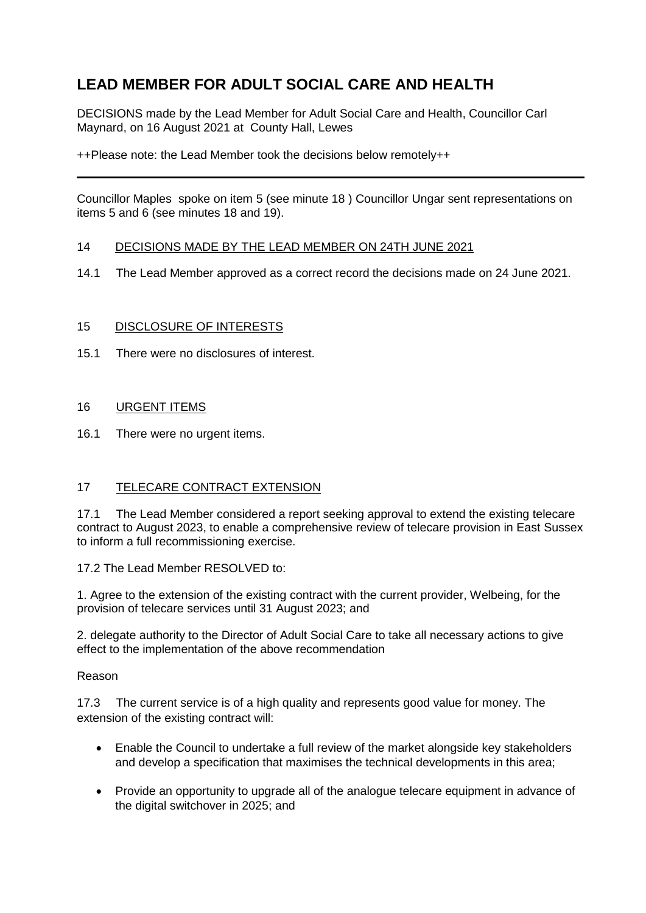# LEAD MEMBER FOR ADULT SOCIAL CARE AND HEALTH

DECISIONS made by the Lead Member for Adult Social Care and Health, Councillor Carl Maynard, on 16 August 2021 at County Hall, Lewes

++Please note: the Lead Member took the decisions below remotely++

---

Councillor Maples spoke on item 5 (see minute 18 ) Councillor Ungar sent representations on items 5 and 6 (see minutes 18 and 19).

## 14 DECISIONS MADE BY THE LEAD MEMBER ON 24TH JUNE 2021

14.1 The Lead Member approved as a correct record the decisions made on 24 June 2021.

## 15 DISCLOSURE OF INTERESTS

15.1 There were no disclosures of interest.

## 16 URGENT ITEMS

16.1 There were no urgent items.

## 17 TELECARE CONTRACT EXTENSION

17.1 The Lead Member considered a report seeking approval to extend the existing telecare contract to August 2023, to enable a comprehensive review of telecare provision in East Sussex to inform a full recommissioning exercise.

17.2 The Lead Member RESOLVED to:

1. Agree to the extension of the existing contract with the current provider, Welbeing, for the provision of telecare services until 31 August 2023; and

2. delegate authority to the Director of Adult Social Care to take all necessary actions to give effect to the implementation of the above recommendation

Reason

17.3 The current service is of a high quality and represents good value for money. The extension of the existing contract will:

- Enable the Council to undertake a full review of the market alongside key stakeholders and develop a specification that maximises the technical developments in this area;
- Provide an opportunity to upgrade all of the analogue telecare equipment in advance of the digital switchover in 2025; and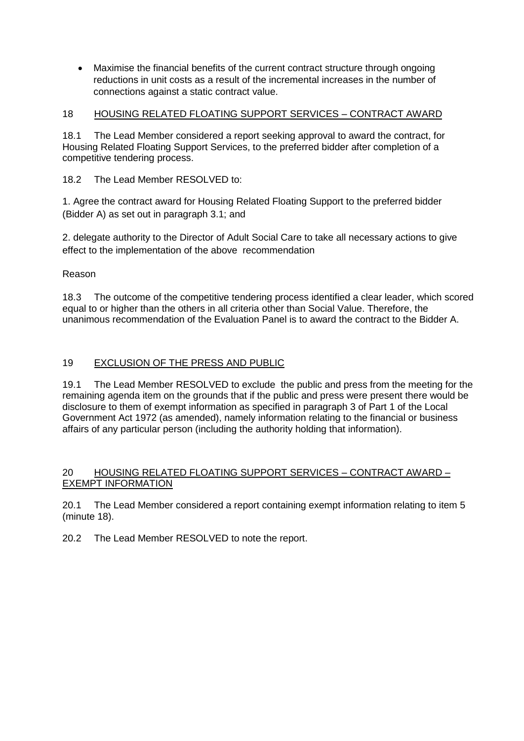- Maximise the financial benefits of the current contract structure through ongoing reductions in unit costs as a result of the incremental increases in the number of connections against a static contract value.

## 18 HOUSING RELATED FLOATING SUPPORT SERVICES – CONTRACT AWARD

18.1 The Lead Member considered a report seeking approval to award the contract, for Housing Related Floating Support Services, to the preferred bidder after completion of a competitive tendering process.

18.2 The Lead Member RESOLVED to:

1. Agree the contract award for Housing Related Floating Support to the preferred bidder (Bidder A) as set out in paragraph 3.1; and

2. delegate authority to the Director of Adult Social Care to take all necessary actions to give effect to the implementation of the above recommendation

Reason

18.3 The outcome of the competitive tendering process identified a clear leader, which scored equal to or higher than the others in all criteria other than Social Value. Therefore, the unanimous recommendation of the Evaluation Panel is to award the contract to the Bidder A.

## 19 EXCLUSION OF THE PRESS AND PUBLIC

19.1 The Lead Member RESOLVED to exclude the public and press from the meeting for the remaining agenda item on the grounds that if the public and press were present there would be disclosure to them of exempt information as specified in paragraph 3 of Part 1 of the Local Government Act 1972 (as amended), namely information relating to the financial or business affairs of any particular person (including the authority holding that information).

## 20 HOUSING RELATED FLOATING SUPPORT SERVICES – CONTRACT AWARD – EXEMPT INFORMATION

20.1 The Lead Member considered a report containing exempt information relating to item 5 (minute 18).

20.2 The Lead Member RESOLVED to note the report.